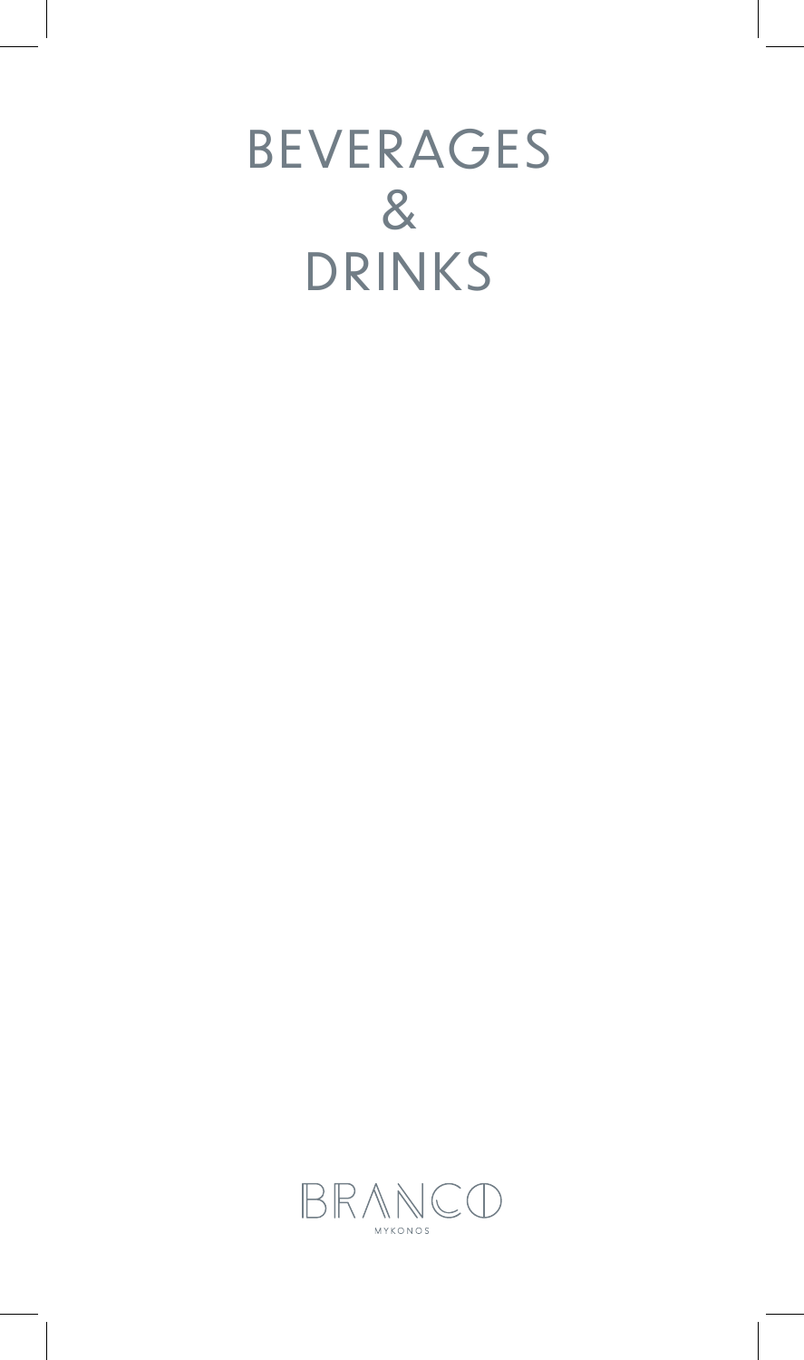# BEVERAGES & DRINKS

BRANCO

MYKONOS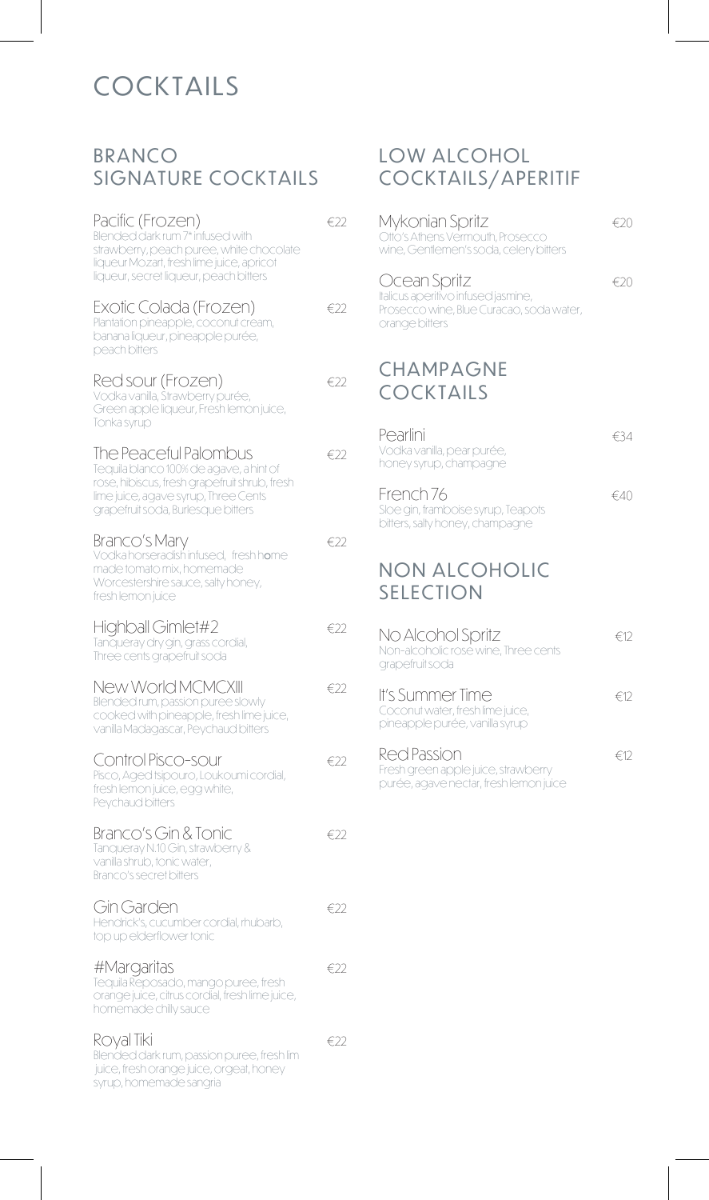# COCKTAILS

## BRANCO SIGNATURE COCKTAILS

**Pacific (Frozen)** €22
Blended dark rum 7* infused with strawberry, peach puree, white chocolate liqueur Mozart, fresh lime juice, apricot liqueur, secret liqueur, peach bitters

**Exotic Colada (Frozen)** €22
Plantation pineapple, coconut cream, banana liqueur, pineapple purée, peach bitters

**Red sour (Frozen)** €22
Vodka vanilla, Strawberry purée, Green apple liqueur, Fresh lemon juice, Tonka syrup

**The Peaceful Palombus** €22
Tequila blanco 100% de agave, a hint of rose, hibiscus, fresh grapefruit shrub, fresh lime juice, agave syrup, Three Cents grapefruit soda, Burlesque bitters

**Branco's Mary** €22
Vodka horseradish infused, fresh home made tomato mix, homemade Worcestershire sauce, salty honey, fresh lemon juice

**Highball Gimlet#2** €22
Tanqueray dry gin, grass cordial, Three cents grapefruit soda

**New World MCMCXIII** €22
Blended rum, passion puree slowly cooked with pineapple, fresh lime juice, vanilla Madagascar, Peychaud bitters

**Control Pisco-sour** €22
Pisco, Aged tsipouro, Loukoumi cordial, fresh lemon juice, egg white, Peychaud bitters

**Branco's Gin & Tonic** €22
Tanqueray N.10 Gin, strawberry & vanilla shrub, tonic water, Branco's secret bitters

**Gin Garden** €22
Hendrick's, cucumber cordial, rhubarb, top up elderflower tonic

**#Margaritas** €22
Tequila Reposado, mango puree, fresh orange juice, citrus cordial, fresh lime juice, homemade chilly sauce

**Royal Tiki** €22
Blended dark rum, passion puree, fresh lim juice, fresh orange juice, orgeat, honey syrup, homemade sangria

## LOW ALCOHOL COCKTAILS/APERITIF

**Mykonian Spritz** €20
Otto's Athens Vermouth, Prosecco wine, Gentlemen's soda, celery bitters

**Ocean Spritz** €20
Italicus aperitivo infused jasmine, Prosecco wine, Blue Curacao, soda water, orange bitters

## CHAMPAGNE COCKTAILS

**Pearlini** €34
Vodka vanilla, pear purée, honey syrup, champagne

**French 76** €40
Sloe gin, framboise syrup, Teapots bitters, salty honey, champagne

## NON ALCOHOLIC SELECTION

**No Alcohol Spritz** €12
Non-alcoholic rose wine, Three cents grapefruit soda

**It's Summer Time** €12
Coconut water, fresh lime juice, pineapple purée, vanilla syrup

**Red Passion** €12
Fresh green apple juice, strawberry purée, agave nectar, fresh lemon juice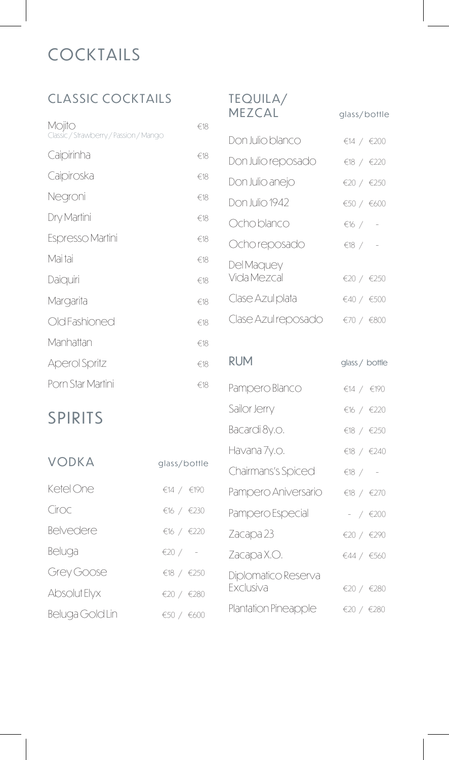# COCKTAILS

## CLASSIC COCKTAILS

| Cocktail | Price |
|---|---|
| Mojito<br>Classic / Strawberry / Passion / Mango | €18 |
| Caipirinha | €18 |
| Caipiroska | €18 |
| Negroni | €18 |
| Dry Martini | €18 |
| Espresso Martini | €18 |
| Mai tai | €18 |
| Daiquiri | €18 |
| Margarita | €18 |
| Old Fashioned | €18 |
| Manhattan | €18 |
| Aperol Spritz | €18 |
| Porn Star Martini | €18 |

# SPIRITS

## VODKA

| VODKA | glass/bottle |
|---|---|
| Ketel One | €14 / €190 |
| Ciroc | €16 / €230 |
| Belvedere | €16 / €220 |
| Beluga | €20 / - |
| Grey Goose | €18 / €250 |
| Absolut Elyx | €20 / €280 |
| Beluga Gold Lin | €50 / €600 |

## TEQUILA/ MEZCAL

| TEQUILA/ MEZCAL | glass/bottle |
|---|---|
| Don Julio blanco | €14 / €200 |
| Don Julio reposado | €18 / €220 |
| Don Julio anejo | €20 / €250 |
| Don Julio 1942 | €50 / €600 |
| Ocho blanco | €16 / - |
| Ocho reposado | €18 / - |
| Del Maquey Vida Mezcal | €20 / €250 |
| Clase Azul plata | €40 / €500 |
| Clase Azul reposado | €70 / €800 |

## RUM

| RUM | glass / bottle |
|---|---|
| Pampero Blanco | €14 / €190 |
| Sailor Jerry | €16 / €220 |
| Bacardi 8y.o. | €18 / €250 |
| Havana 7y.o. | €18 / €240 |
| Chairmans's Spiced | €18 / - |
| Pampero Aniversario | €18 / €270 |
| Pampero Especial | - / €200 |
| Zacapa 23 | €20 / €290 |
| Zacapa X.O. | €44 / €560 |
| Diplomatico Reserva Exclusiva | €20 / €280 |
| Plantation Pineapple | €20 / €280 |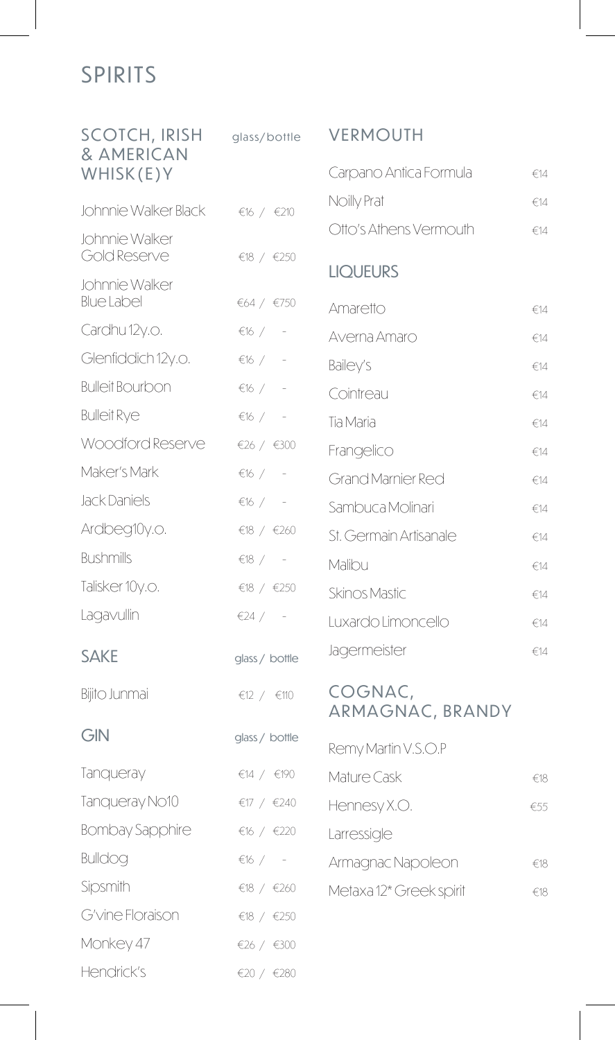# SPIRITS

## SCOTCH, IRISH & AMERICAN WHISK(E)Y

| Item | glass/bottle |
| --- | --- |
| Johnnie Walker Black | €16 / €210 |
| Johnnie Walker Gold Reserve | €18 / €250 |
| Johnnie Walker Blue Label | €64 / €750 |
| Cardhu 12y.o. | €16 / - |
| Glenfiddich 12y.o. | €16 / - |
| Bulleit Bourbon | €16 / - |
| Bulleit Rye | €16 / - |
| Woodford Reserve | €26 / €300 |
| Maker's Mark | €16 / - |
| Jack Daniels | €16 / - |
| Ardbeg10y.o. | €18 / €260 |
| Bushmills | €18 / - |
| Talisker 10y.o. | €18 / €250 |
| Lagavullin | €24 / - |

## SAKE

| Item | glass / bottle |
| --- | --- |
| Bijito Junmai | €12 / €110 |

## GIN

| Item | glass / bottle |
| --- | --- |
| Tanqueray | €14 / €190 |
| Tanqueray No10 | €17 / €240 |
| Bombay Sapphire | €16 / €220 |
| Bulldog | €16 / - |
| Sipsmith | €18 / €260 |
| G'vine Floraison | €18 / €250 |
| Monkey 47 | €26 / €300 |
| Hendrick's | €20 / €280 |

## VERMOUTH

| Item | Price |
| --- | --- |
| Carpano Antica Formula | €14 |
| Noilly Prat | €14 |
| Otto's Athens Vermouth | €14 |

## LIQUEURS

| Item | Price |
| --- | --- |
| Amaretto | €14 |
| Averna Amaro | €14 |
| Bailey's | €14 |
| Cointreau | €14 |
| Tia Maria | €14 |
| Frangelico | €14 |
| Grand Marnier Red | €14 |
| Sambuca Molinari | €14 |
| St. Germain Artisanale | €14 |
| Malibu | €14 |
| Skinos Mastic | €14 |
| Luxardo Limoncello | €14 |
| Jagermeister | €14 |

## COGNAC, ARMAGNAC, BRANDY

| Item | Price |
| --- | --- |
| Remy Martin V.S.O.P | |
| Mature Cask | €18 |
| Hennesy X.O. | €55 |
| Larressigle | |
| Armagnac Napoleon | €18 |
| Metaxa 12* Greek spirit | €18 |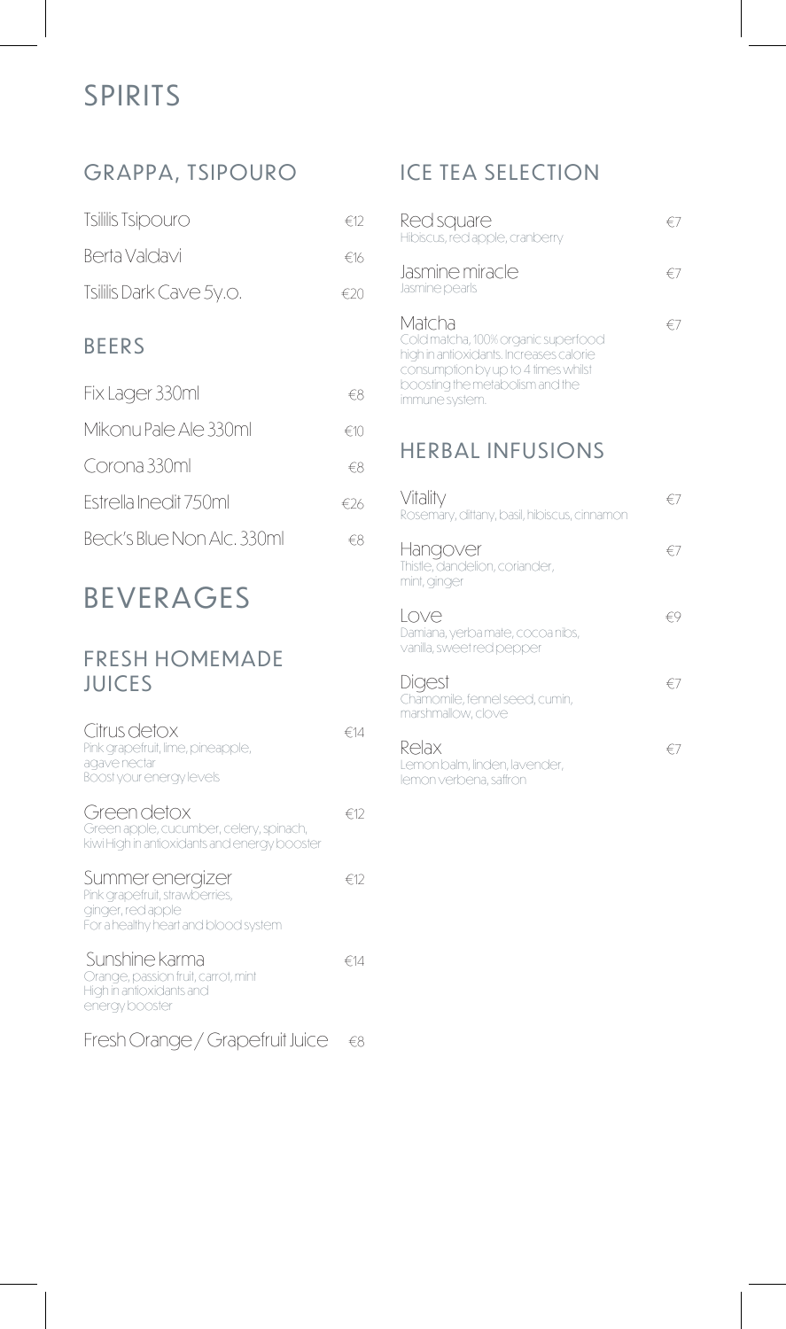# SPIRITS

## GRAPPA, TSIPOURO

| | |
|---|---|
| Tsililis Tsipouro | €12 |
| Berta Valdavi | €16 |
| Tsililis Dark Cave 5y.o. | €20 |

## BEERS

| | |
|---|---|
| Fix Lager 330ml | €8 |
| Mikonu Pale Ale 330ml | €10 |
| Corona 330ml | €8 |
| Estrella Inedit 750ml | €26 |
| Beck's Blue Non Alc. 330ml | €8 |

# BEVERAGES

## FRESH HOMEMADE JUICES

**Citrus detox** — €14
Pink grapefruit, lime, pineapple, agave nectar
Boost your energy levels

**Green detox** — €12
Green apple, cucumber, celery, spinach, kiwi High in antioxidants and energy booster

**Summer energizer** — €12
Pink grapefruit, strawberries, ginger, red apple
For a healthy heart and blood system

**Sunshine karma** — €14
Orange, passion fruit, carrot, mint
High in antioxidants and energy booster

**Fresh Orange / Grapefruit Juice** — €8

## ICE TEA SELECTION

**Red square** — €7
Hibiscus, red apple, cranberry

**Jasmine miracle** — €7
Jasmine pearls

**Matcha** — €7
Cold matcha, 100% organic superfood high in antioxidants. Increases calorie consumption by up to 4 times whilst boosting the metabolism and the immune system.

## HERBAL INFUSIONS

**Vitality** — €7
Rosemary, dittany, basil, hibiscus, cinnamon

**Hangover** — €7
Thistle, dandelion, coriander, mint, ginger

**Love** — €9
Damiana, yerba mate, cocoa nibs, vanilla, sweet red pepper

**Digest** — €7
Chamomile, fennel seed, cumin, marshmallow, clove

**Relax** — €7
Lemon balm, linden, lavender, lemon verbena, saffron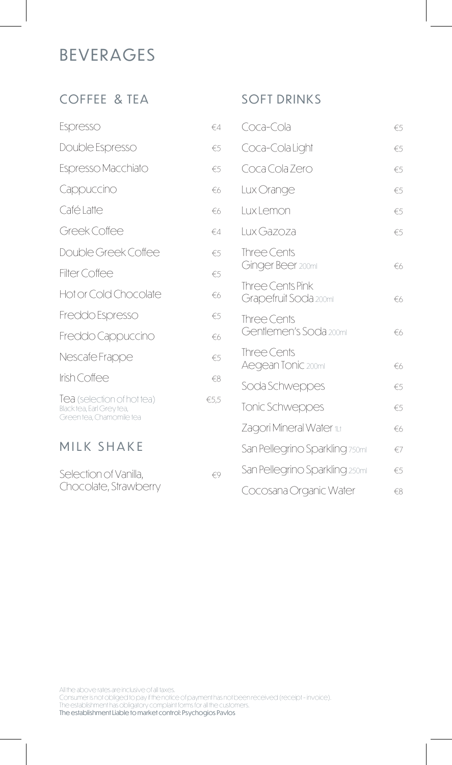# BEVERAGES

## COFFEE & TEA

| Item | Price |
| --- | --- |
| Espresso | €4 |
| Double Espresso | €5 |
| Espresso Macchiato | €5 |
| Cappuccino | €6 |
| Café Latte | €6 |
| Greek Coffee | €4 |
| Double Greek Coffee | €5 |
| Filter Coffee | €5 |
| Hot or Cold Chocolate | €6 |
| Freddo Espresso | €5 |
| Freddo Cappuccino | €6 |
| Nescafe Frappe | €5 |
| Irish Coffee | €8 |
| Tea (selection of hot tea) Black tea, Earl Grey tea, Green tea, Chamomile tea | €5,5 |

## MILK SHAKE

| Item | Price |
| --- | --- |
| Selection of Vanilla, Chocolate, Strawberry | €9 |

## SOFT DRINKS

| Item | Price |
| --- | --- |
| Coca-Cola | €5 |
| Coca-Cola Light | €5 |
| Coca Cola Zero | €5 |
| Lux Orange | €5 |
| Lux Lemon | €5 |
| Lux Gazoza | €5 |
| Three Cents Ginger Beer 200ml | €6 |
| Three Cents Pink Grapefruit Soda 200ml | €6 |
| Three Cents Gentlemen's Soda 200ml | €6 |
| Three Cents Aegean Tonic 200ml | €6 |
| Soda Schweppes | €5 |
| Tonic Schweppes | €5 |
| Zagori Mineral Water 1Lt | €6 |
| San Pellegrino Sparkling 750ml | €7 |
| San Pellegrino Sparkling 250ml | €5 |
| Cocosana Organic Water | €8 |

All the above rates are inclusive of all taxes.
Consumer is not obliged to pay if the notice of payment has not been received (receipt - invoice).
The establishment has obligatory complaint forms for all the customers.
**The establishment Liable to market control: Psychogios Pavlos**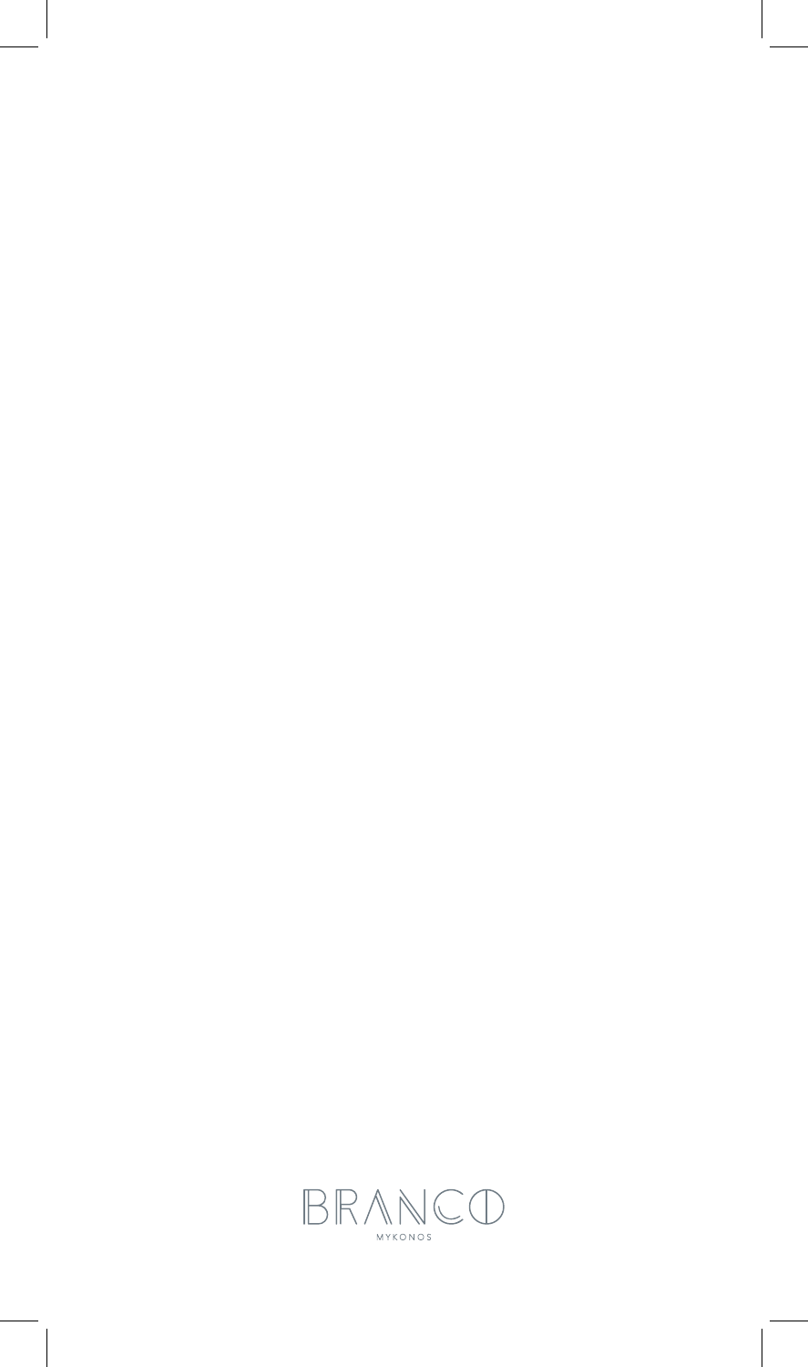BRANCO

MYKONOS